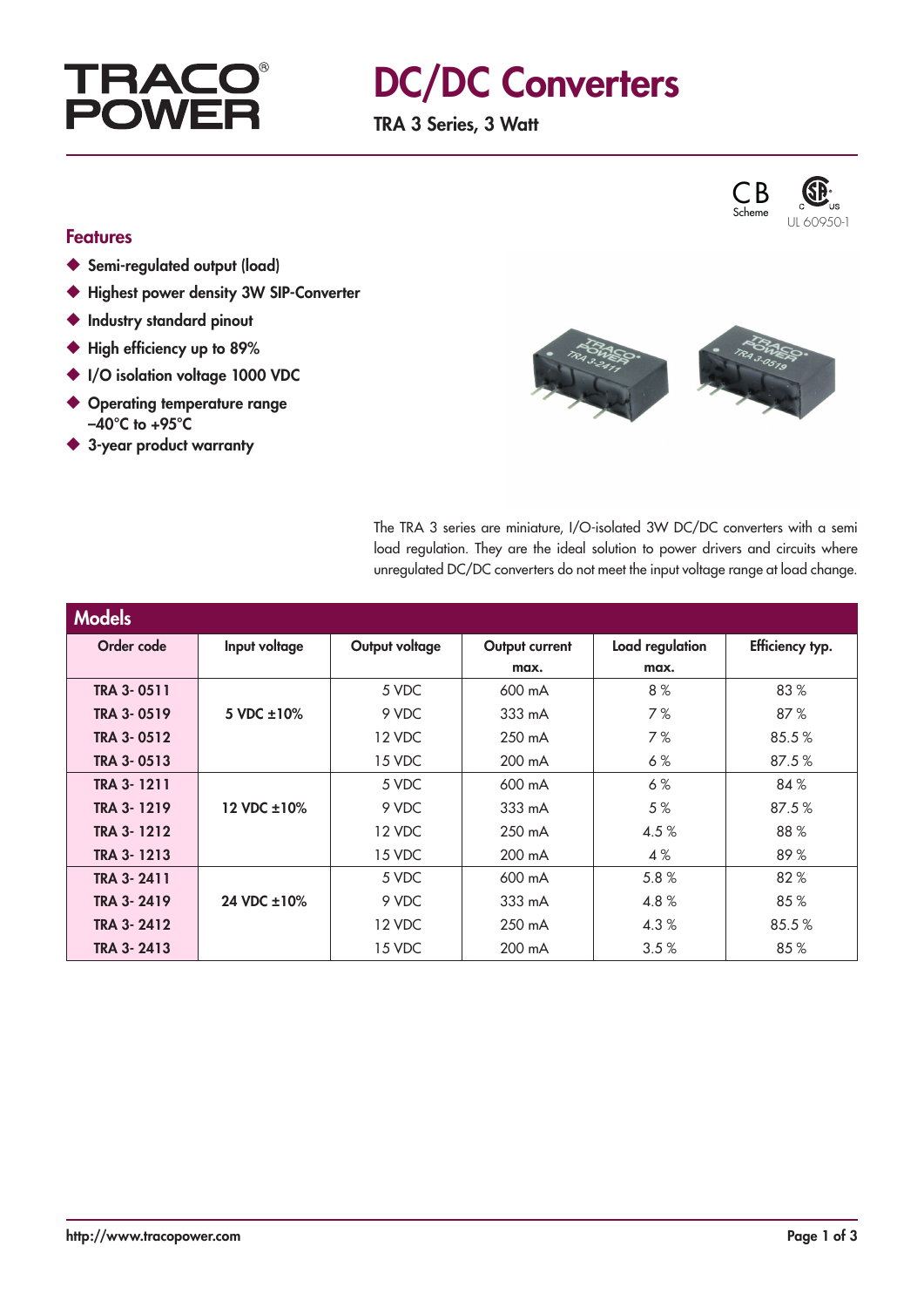# TRACO POWER

# DC/DC Converters

**TRA 3 Series, 3 Watt**

CB Scheme

UL 60950-1

## Features

- Semi-regulated output (load)
- Highest power density 3W SIP-Converter
- Industry standard pinout
- High efficiency up to 89%
- I/O isolation voltage 1000 VDC
- Operating temperature range –40°C to +95°C
- 3-year product warranty

The TRA 3 series are miniature, I/O-isolated 3W DC/DC converters with a semi load regulation. They are the ideal solution to power drivers and circuits where unregulated DC/DC converters do not meet the input voltage range at load change.

## Models

| Order code | Input voltage | Output voltage | Output current max. | Load regulation max. | Efficiency typ. |
|---|---|---|---|---|---|
| **TRA 3- 0511** | **5 VDC ±10%** | 5 VDC | 600 mA | 8 % | 83 % |
| **TRA 3- 0519** | | 9 VDC | 333 mA | 7 % | 87 % |
| **TRA 3- 0512** | | 12 VDC | 250 mA | 7 % | 85.5 % |
| **TRA 3- 0513** | | 15 VDC | 200 mA | 6 % | 87.5 % |
| **TRA 3- 1211** | **12 VDC ±10%** | 5 VDC | 600 mA | 6 % | 84 % |
| **TRA 3- 1219** | | 9 VDC | 333 mA | 5 % | 87.5 % |
| **TRA 3- 1212** | | 12 VDC | 250 mA | 4.5 % | 88 % |
| **TRA 3- 1213** | | 15 VDC | 200 mA | 4 % | 89 % |
| **TRA 3- 2411** | **24 VDC ±10%** | 5 VDC | 600 mA | 5.8 % | 82 % |
| **TRA 3- 2419** | | 9 VDC | 333 mA | 4.8 % | 85 % |
| **TRA 3- 2412** | | 12 VDC | 250 mA | 4.3 % | 85.5 % |
| **TRA 3- 2413** | | 15 VDC | 200 mA | 3.5 % | 85 % |

http://www.tracopower.com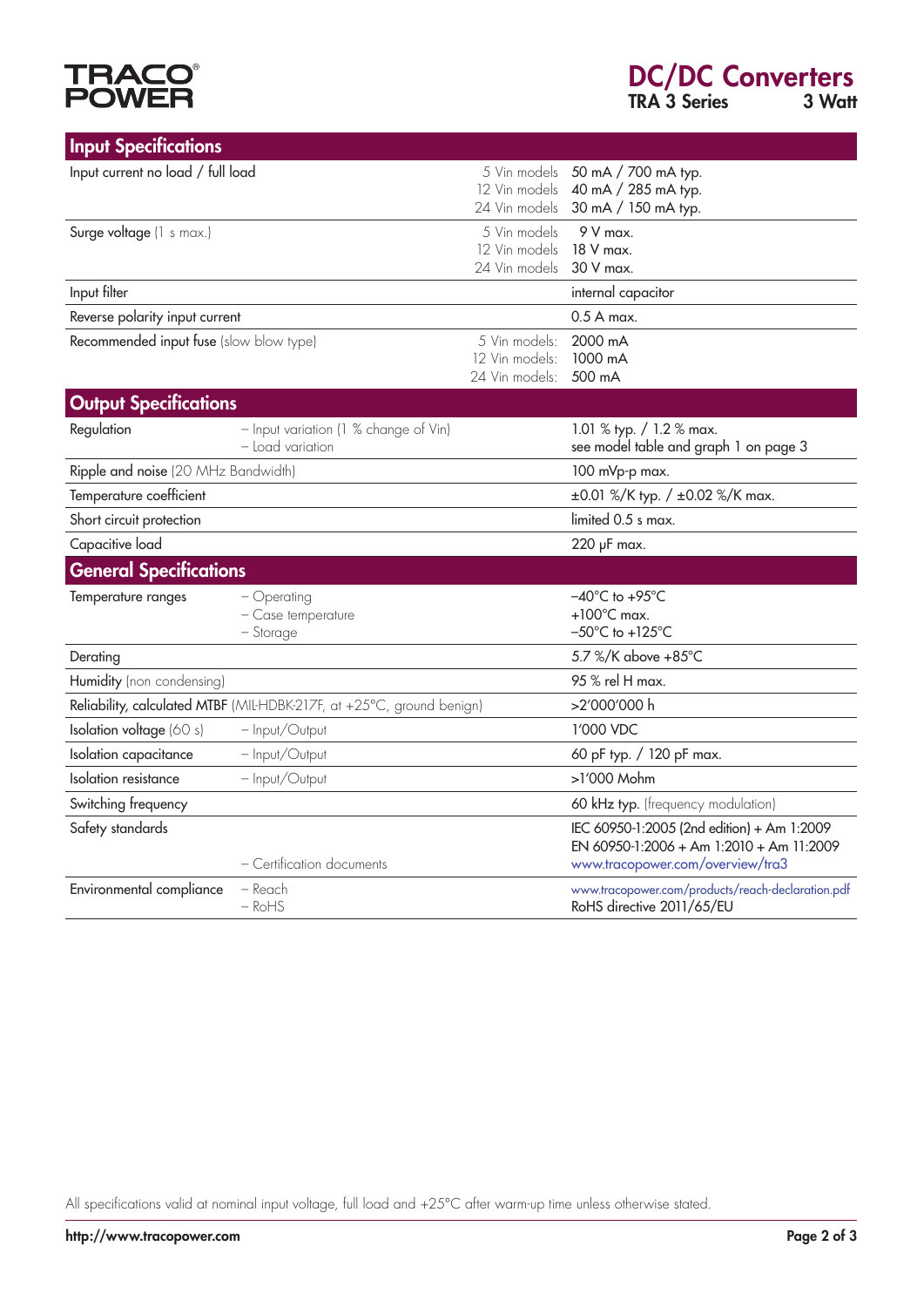## Input Specifications

| | | | |
|---|---|---|---|
| Input current no load / full load | | 5 Vin models<br>12 Vin models<br>24 Vin models | 50 mA / 700 mA typ.<br>40 mA / 285 mA typ.<br>30 mA / 150 mA typ. |
| Surge voltage (1 s max.) | | 5 Vin models<br>12 Vin models<br>24 Vin models | 9 V max.<br>18 V max.<br>30 V max. |
| Input filter | | | internal capacitor |
| Reverse polarity input current | | | 0.5 A max. |
| Recommended input fuse (slow blow type) | | 5 Vin models:<br>12 Vin models:<br>24 Vin models: | 2000 mA<br>1000 mA<br>500 mA |

## Output Specifications

| | | | |
|---|---|---|---|
| Regulation | – Input variation (1 % change of Vin)<br>– Load variation | | 1.01 % typ. / 1.2 % max.<br>see model table and graph 1 on page 3 |
| Ripple and noise (20 MHz Bandwidth) | | | 100 mVp-p max. |
| Temperature coefficient | | | ±0.01 %/K typ. / ±0.02 %/K max. |
| Short circuit protection | | | limited 0.5 s max. |
| Capacitive load | | | 220 µF max. |

## General Specifications

| | | |
|---|---|---|
| Temperature ranges | – Operating<br>– Case temperature<br>– Storage | –40°C to +95°C<br>+100°C max.<br>–50°C to +125°C |
| Derating | | 5.7 %/K above +85°C |
| Humidity (non condensing) | | 95 % rel H max. |
| Reliability, calculated MTBF (MIL-HDBK-217F, at +25°C, ground benign) | | >2'000'000 h |
| Isolation voltage (60 s) | – Input/Output | 1'000 VDC |
| Isolation capacitance | – Input/Output | 60 pF typ. / 120 pF max. |
| Isolation resistance | – Input/Output | >1'000 Mohm |
| Switching frequency | | 60 kHz typ. (frequency modulation) |
| Safety standards | <br><br>– Certification documents | IEC 60950-1:2005 (2nd edition) + Am 1:2009<br>EN 60950-1:2006 + Am 1:2010 + Am 11:2009<br>www.tracopower.com/overview/tra3 |
| Environmental compliance | – Reach<br>– RoHS | www.tracopower.com/products/reach-declaration.pdf<br>RoHS directive 2011/65/EU |

All specifications valid at nominal input voltage, full load and +25°C after warm-up time unless otherwise stated.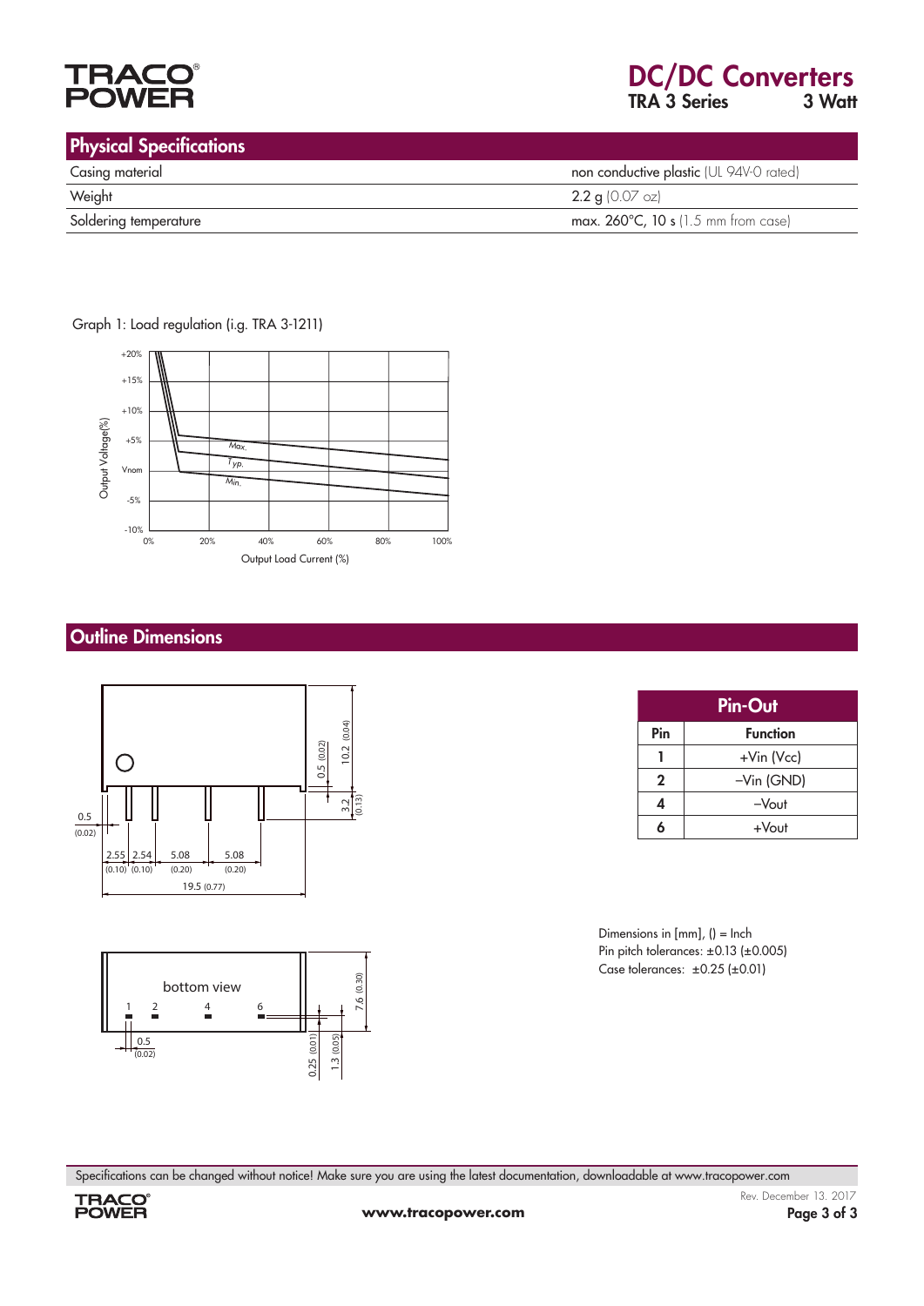## Physical Specifications

| | |
|---|---|
| Casing material | non conductive plastic (UL 94V-0 rated) |
| Weight | 2.2 g (0.07 oz) |
| Soldering temperature | max. 260°C, 10 s (1.5 mm from case) |

Graph 1: Load regulation (i.g. TRA 3-1211)

+20%
+15%
+10%
+5%
Vnom
-5%
-10%
Output Voltage(%)
Max.
Typ.
Min.
0%
20%
40%
60%
80%
100%
Output Load Current (%)

## Outline Dimensions

0.5 (0.02)
10.2 (0.04)
3.2 (0.13)
0.5 (0.02)
2.55 (0.10)
2.54 (0.10)
5.08 (0.20)
5.08 (0.20)
19.5 (0.77)

bottom view
1 2 4 6
0.5 (0.02)
7.6 (0.30)
0.25 (0.01)
1.3 (0.05)

| Pin-Out | |
|---|---|
| **Pin** | **Function** |
| 1 | +Vin (Vcc) |
| 2 | –Vin (GND) |
| 4 | –Vout |
| 6 | +Vout |

Dimensions in [mm], () = Inch
Pin pitch tolerances: ±0.13 (±0.005)
Case tolerances: ±0.25 (±0.01)

Specifications can be changed without notice! Make sure you are using the latest documentation, downloadable at www.tracopower.com

Rev. December 13. 2017